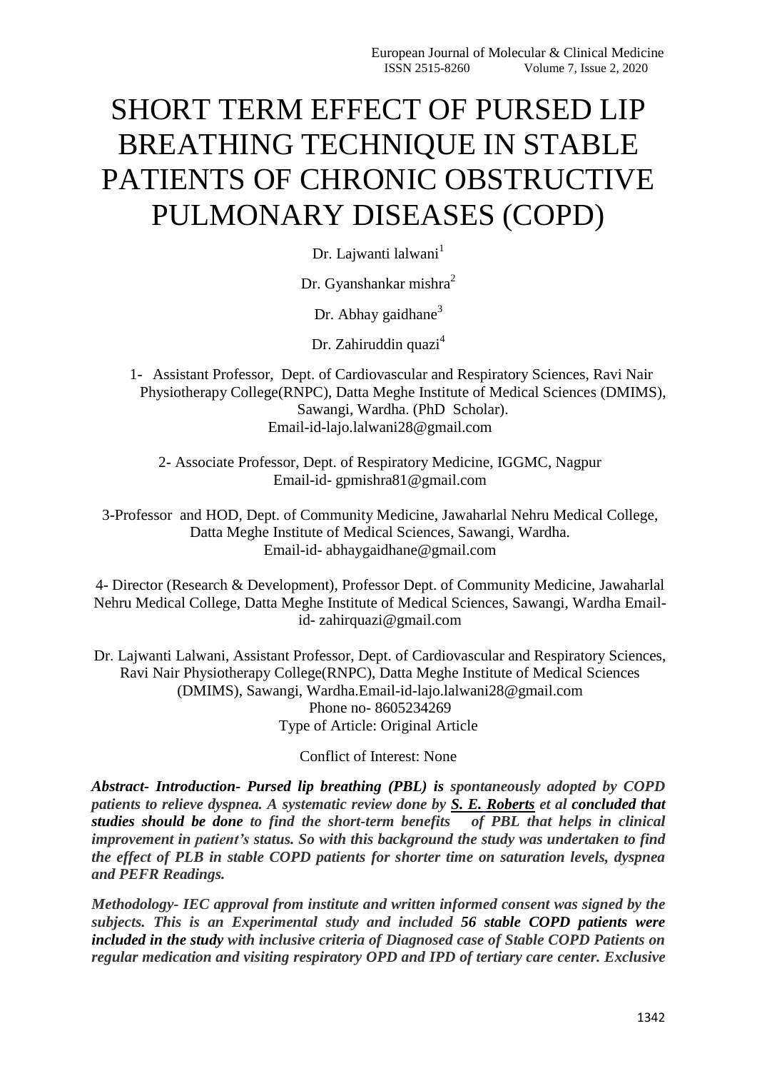# SHORT TERM EFFECT OF PURSED LIP BREATHING TECHNIQUE IN STABLE PATIENTS OF CHRONIC OBSTRUCTIVE PULMONARY DISEASES (COPD)

Dr. Lajwanti lalwani[1]

Dr. Gyanshankar mishra[2]

Dr. Abhay gaidhane[3]

Dr. Zahiruddin quazi[4]

1- Assistant Professor, Dept. of Cardiovascular and Respiratory Sciences, Ravi Nair Physiotherapy College(RNPC), Datta Meghe Institute of Medical Sciences (DMIMS), Sawangi, Wardha. (PhD Scholar). Email-id-lajo.lalwani28@gmail.com

2- Associate Professor, Dept. of Respiratory Medicine, IGGMC, Nagpur Email-id- gpmishra81@gmail.com

3-Professor and HOD, Dept. of Community Medicine, Jawaharlal Nehru Medical College, Datta Meghe Institute of Medical Sciences, Sawangi, Wardha. Email-id- abhaygaidhane@gmail.com

4- Director (Research & Development), Professor Dept. of Community Medicine, Jawaharlal Nehru Medical College, Datta Meghe Institute of Medical Sciences, Sawangi, Wardha Email-id- zahirquazi@gmail.com

Dr. Lajwanti Lalwani, Assistant Professor, Dept. of Cardiovascular and Respiratory Sciences, Ravi Nair Physiotherapy College(RNPC), Datta Meghe Institute of Medical Sciences (DMIMS), Sawangi, Wardha.Email-id-lajo.lalwani28@gmail.com
Phone no- 8605234269
Type of Article: Original Article

Conflict of Interest: None

***Abstract- Introduction- Pursed lip breathing (PBL) is** spontaneously adopted by COPD patients to relieve dyspnea. A systematic review done by **S. E. Roberts** et al **concluded that studies should be done** to find the short-term benefits of PBL that helps in clinical improvement in patient's status. So with this background the study was undertaken to find the effect of PLB in stable COPD patients for shorter time on saturation levels, dyspnea and PEFR Readings.*

*Methodology- IEC approval from institute and written informed consent was signed by the subjects. This is an Experimental study and included **56 stable COPD patients were included in the study** with inclusive criteria of Diagnosed case of Stable COPD Patients on regular medication and visiting respiratory OPD and IPD of tertiary care center. Exclusive*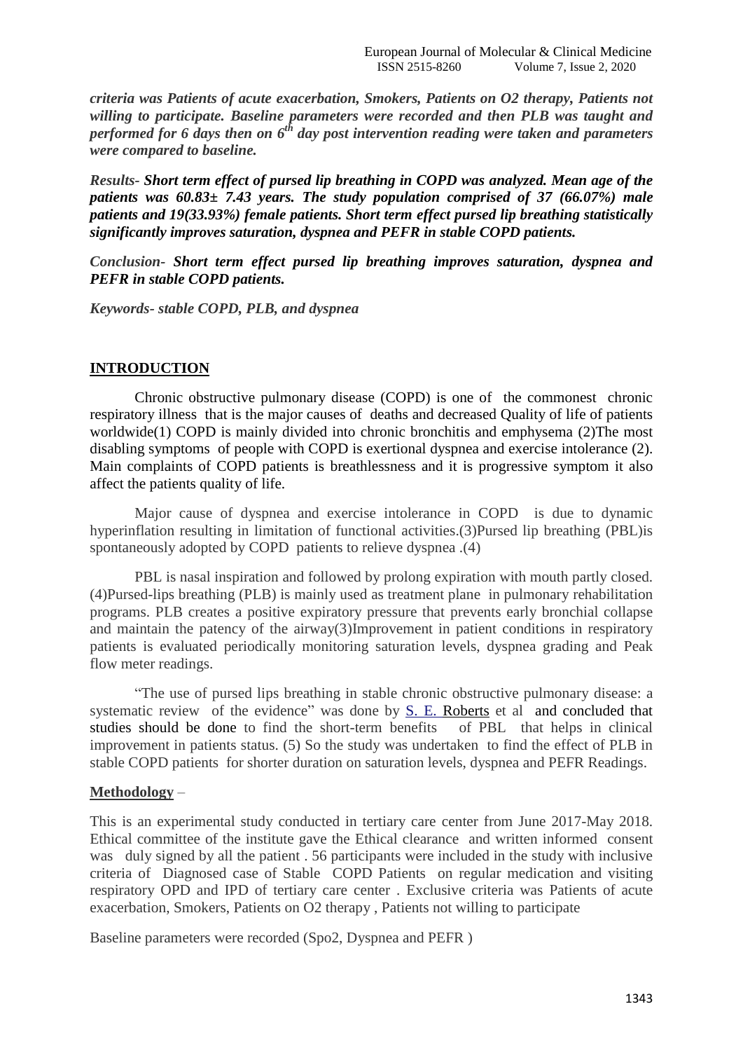***criteria was Patients of acute exacerbation, Smokers, Patients on O2 therapy, Patients not willing to participate. Baseline parameters were recorded and then PLB was taught and performed for 6 days then on 6th day post intervention reading were taken and parameters were compared to baseline.***

*Results-* ***Short term effect of pursed lip breathing in COPD was analyzed. Mean age of the patients was 60.83± 7.43 years. The study population comprised of 37 (66.07%) male patients and 19(33.93%) female patients. Short term effect pursed lip breathing statistically significantly improves saturation, dyspnea and PEFR in stable COPD patients.***

*Conclusion-* ***Short term effect pursed lip breathing improves saturation, dyspnea and PEFR in stable COPD patients.***

***Keywords- stable COPD, PLB, and dyspnea***

## INTRODUCTION

Chronic obstructive pulmonary disease (COPD) is one of the commonest chronic respiratory illness that is the major causes of deaths and decreased Quality of life of patients worldwide(1) COPD is mainly divided into chronic bronchitis and emphysema (2)The most disabling symptoms of people with COPD is exertional dyspnea and exercise intolerance (2). Main complaints of COPD patients is breathlessness and it is progressive symptom it also affect the patients quality of life.

Major cause of dyspnea and exercise intolerance in COPD is due to dynamic hyperinflation resulting in limitation of functional activities.(3)Pursed lip breathing (PBL)is spontaneously adopted by COPD patients to relieve dyspnea .(4)

PBL is nasal inspiration and followed by prolong expiration with mouth partly closed. (4)Pursed-lips breathing (PLB) is mainly used as treatment plane in pulmonary rehabilitation programs. PLB creates a positive expiratory pressure that prevents early bronchial collapse and maintain the patency of the airway(3)Improvement in patient conditions in respiratory patients is evaluated periodically monitoring saturation levels, dyspnea grading and Peak flow meter readings.

"The use of pursed lips breathing in stable chronic obstructive pulmonary disease: a systematic review of the evidence" was done by S. E. Roberts et al and concluded that studies should be done to find the short-term benefits of PBL that helps in clinical improvement in patients status. (5) So the study was undertaken to find the effect of PLB in stable COPD patients for shorter duration on saturation levels, dyspnea and PEFR Readings.

## Methodology –

This is an experimental study conducted in tertiary care center from June 2017-May 2018. Ethical committee of the institute gave the Ethical clearance and written informed consent was duly signed by all the patient . 56 participants were included in the study with inclusive criteria of Diagnosed case of Stable COPD Patients on regular medication and visiting respiratory OPD and IPD of tertiary care center . Exclusive criteria was Patients of acute exacerbation, Smokers, Patients on O2 therapy , Patients not willing to participate

Baseline parameters were recorded (Spo2, Dyspnea and PEFR )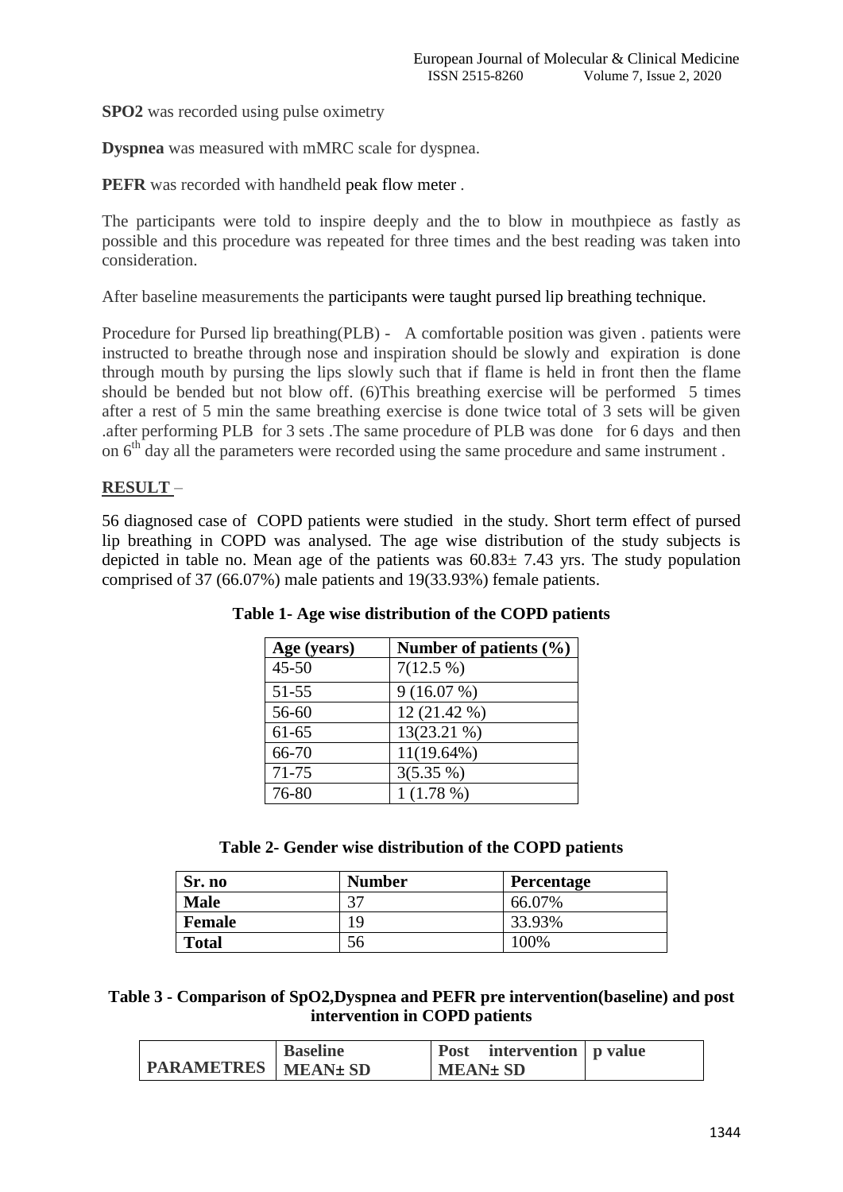**SPO2** was recorded using pulse oximetry

**Dyspnea** was measured with mMRC scale for dyspnea.

**PEFR** was recorded with handheld peak flow meter .

The participants were told to inspire deeply and the to blow in mouthpiece as fastly as possible and this procedure was repeated for three times and the best reading was taken into consideration.

After baseline measurements the participants were taught pursed lip breathing technique.

Procedure for Pursed lip breathing(PLB) - A comfortable position was given . patients were instructed to breathe through nose and inspiration should be slowly and expiration is done through mouth by pursing the lips slowly such that if flame is held in front then the flame should be bended but not blow off. (6)This breathing exercise will be performed 5 times after a rest of 5 min the same breathing exercise is done twice total of 3 sets will be given .after performing PLB for 3 sets .The same procedure of PLB was done for 6 days and then on 6th day all the parameters were recorded using the same procedure and same instrument .

## RESULT –

56 diagnosed case of COPD patients were studied in the study. Short term effect of pursed lip breathing in COPD was analysed. The age wise distribution of the study subjects is depicted in table no. Mean age of the patients was 60.83± 7.43 yrs. The study population comprised of 37 (66.07%) male patients and 19(33.93%) female patients.

**Table 1- Age wise distribution of the COPD patients**

| Age (years) | Number of patients (%) |
|---|---|
| 45-50 | 7(12.5 %) |
| 51-55 | 9 (16.07 %) |
| 56-60 | 12 (21.42 %) |
| 61-65 | 13(23.21 %) |
| 66-70 | 11(19.64%) |
| 71-75 | 3(5.35 %) |
| 76-80 | 1 (1.78 %) |

**Table 2- Gender wise distribution of the COPD patients**

| Sr. no | Number | Percentage |
|---|---|---|
| **Male** | 37 | 66.07% |
| **Female** | 19 | 33.93% |
| **Total** | 56 | 100% |

**Table 3 - Comparison of SpO2,Dyspnea and PEFR pre intervention(baseline) and post intervention in COPD patients**

| PARAMETRES | Baseline MEAN± SD | Post intervention MEAN± SD | p value |
|---|---|---|---|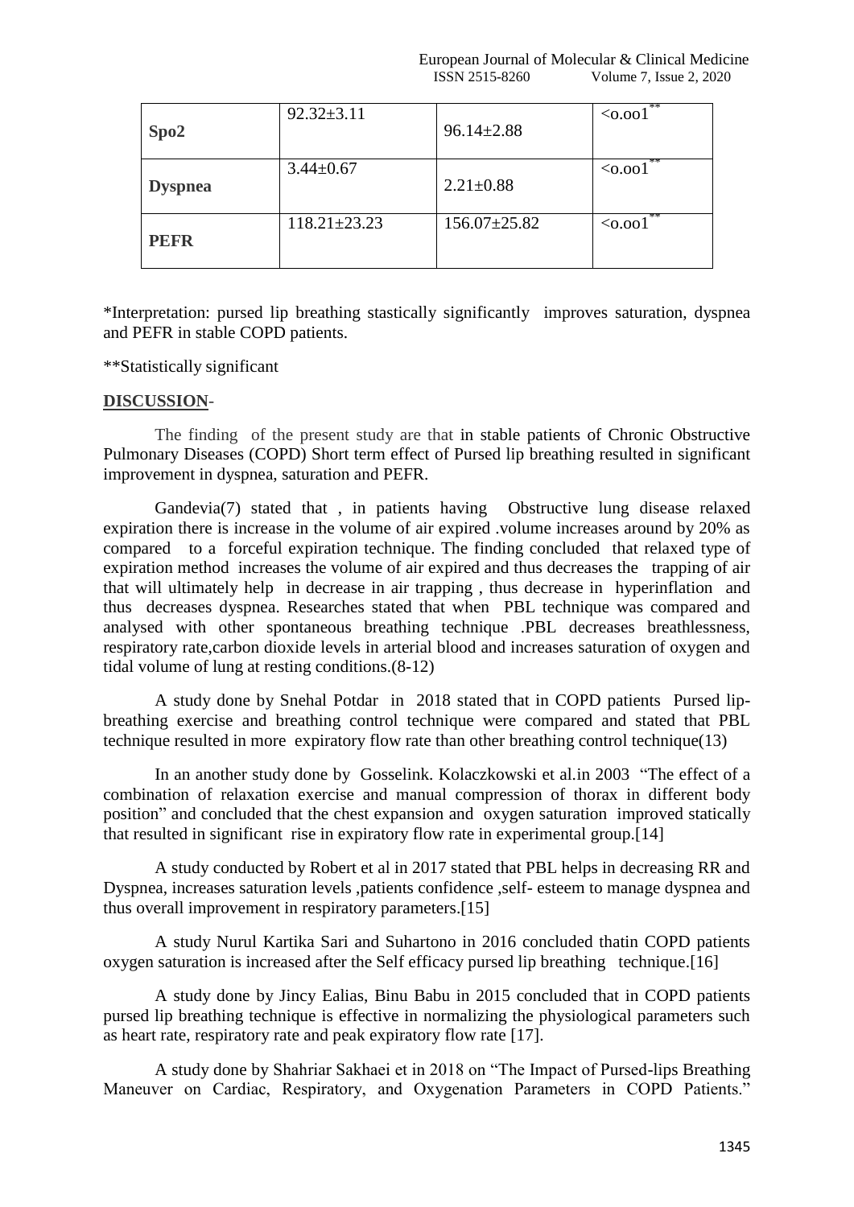| Spo2 | 92.32±3.11 | 96.14±2.88 | <o.oo1** |
|---|---|---|---|
| **Dyspnea** | 3.44±0.67 | 2.21±0.88 | <o.oo1** |
| **PEFR** | 118.21±23.23 | 156.07±25.82 | <o.oo1** |

*Interpretation: pursed lip breathing stastically significantly improves saturation, dyspnea and PEFR in stable COPD patients.

**Statistically significant

## DISCUSSION-

The finding of the present study are that in stable patients of Chronic Obstructive Pulmonary Diseases (COPD) Short term effect of Pursed lip breathing resulted in significant improvement in dyspnea, saturation and PEFR.

Gandevia(7) stated that , in patients having Obstructive lung disease relaxed expiration there is increase in the volume of air expired .volume increases around by 20% as compared to a forceful expiration technique. The finding concluded that relaxed type of expiration method increases the volume of air expired and thus decreases the trapping of air that will ultimately help in decrease in air trapping , thus decrease in hyperinflation and thus decreases dyspnea. Researches stated that when PBL technique was compared and analysed with other spontaneous breathing technique .PBL decreases breathlessness, respiratory rate,carbon dioxide levels in arterial blood and increases saturation of oxygen and tidal volume of lung at resting conditions.(8-12)

A study done by Snehal Potdar in 2018 stated that in COPD patients Pursed lip-breathing exercise and breathing control technique were compared and stated that PBL technique resulted in more expiratory flow rate than other breathing control technique(13)

In an another study done by Gosselink. Kolaczkowski et al.in 2003 "The effect of a combination of relaxation exercise and manual compression of thorax in different body position" and concluded that the chest expansion and oxygen saturation improved statically that resulted in significant rise in expiratory flow rate in experimental group.[14]

A study conducted by Robert et al in 2017 stated that PBL helps in decreasing RR and Dyspnea, increases saturation levels ,patients confidence ,self- esteem to manage dyspnea and thus overall improvement in respiratory parameters.[15]

A study Nurul Kartika Sari and Suhartono in 2016 concluded thatin COPD patients oxygen saturation is increased after the Self efficacy pursed lip breathing technique.[16]

A study done by Jincy Ealias, Binu Babu in 2015 concluded that in COPD patients pursed lip breathing technique is effective in normalizing the physiological parameters such as heart rate, respiratory rate and peak expiratory flow rate [17].

A study done by Shahriar Sakhaei et in 2018 on "The Impact of Pursed-lips Breathing Maneuver on Cardiac, Respiratory, and Oxygenation Parameters in COPD Patients."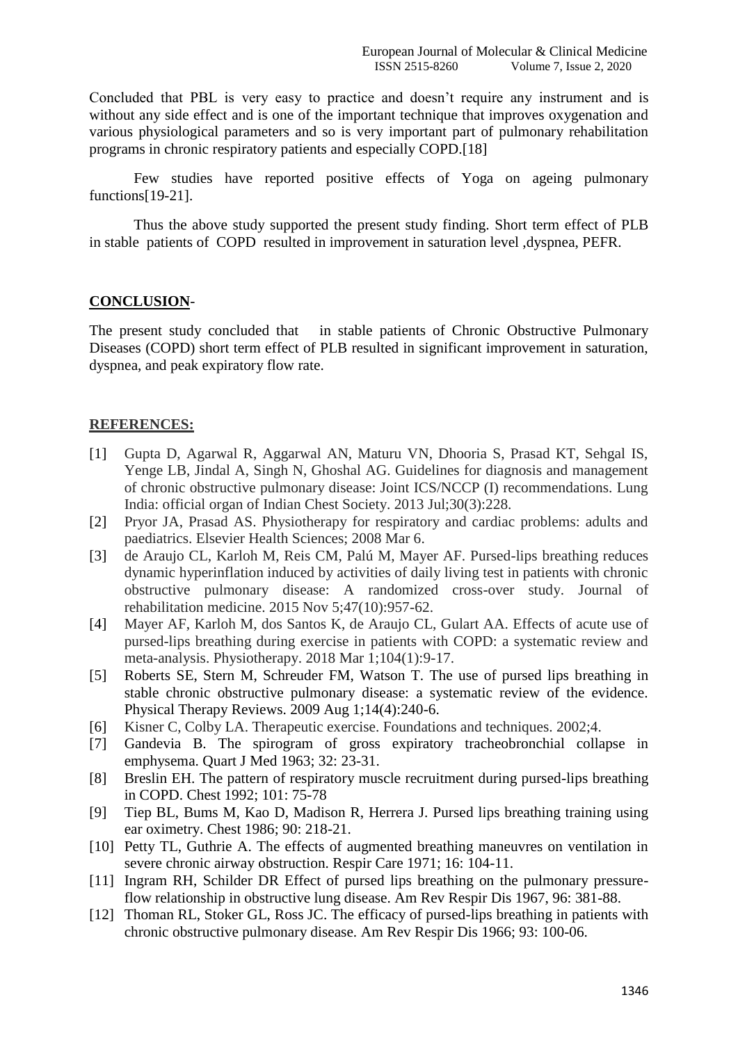Concluded that PBL is very easy to practice and doesn't require any instrument and is without any side effect and is one of the important technique that improves oxygenation and various physiological parameters and so is very important part of pulmonary rehabilitation programs in chronic respiratory patients and especially COPD.[18]

Few studies have reported positive effects of Yoga on ageing pulmonary functions[19-21].

Thus the above study supported the present study finding. Short term effect of PLB in stable patients of COPD resulted in improvement in saturation level ,dyspnea, PEFR.

## CONCLUSION-

The present study concluded that in stable patients of Chronic Obstructive Pulmonary Diseases (COPD) short term effect of PLB resulted in significant improvement in saturation, dyspnea, and peak expiratory flow rate.

## REFERENCES:

[1] Gupta D, Agarwal R, Aggarwal AN, Maturu VN, Dhooria S, Prasad KT, Sehgal IS, Yenge LB, Jindal A, Singh N, Ghoshal AG. Guidelines for diagnosis and management of chronic obstructive pulmonary disease: Joint ICS/NCCP (I) recommendations. Lung India: official organ of Indian Chest Society. 2013 Jul;30(3):228.

[2] Pryor JA, Prasad AS. Physiotherapy for respiratory and cardiac problems: adults and paediatrics. Elsevier Health Sciences; 2008 Mar 6.

[3] de Araujo CL, Karloh M, Reis CM, Palú M, Mayer AF. Pursed-lips breathing reduces dynamic hyperinflation induced by activities of daily living test in patients with chronic obstructive pulmonary disease: A randomized cross-over study. Journal of rehabilitation medicine. 2015 Nov 5;47(10):957-62.

[4] Mayer AF, Karloh M, dos Santos K, de Araujo CL, Gulart AA. Effects of acute use of pursed-lips breathing during exercise in patients with COPD: a systematic review and meta-analysis. Physiotherapy. 2018 Mar 1;104(1):9-17.

[5] Roberts SE, Stern M, Schreuder FM, Watson T. The use of pursed lips breathing in stable chronic obstructive pulmonary disease: a systematic review of the evidence. Physical Therapy Reviews. 2009 Aug 1;14(4):240-6.

[6] Kisner C, Colby LA. Therapeutic exercise. Foundations and techniques. 2002;4.

[7] Gandevia B. The spirogram of gross expiratory tracheobronchial collapse in emphysema. Quart J Med 1963; 32: 23-31.

[8] Breslin EH. The pattern of respiratory muscle recruitment during pursed-lips breathing in COPD. Chest 1992; 101: 75-78

[9] Tiep BL, Bums M, Kao D, Madison R, Herrera J. Pursed lips breathing training using ear oximetry. Chest 1986; 90: 218-21.

[10] Petty TL, Guthrie A. The effects of augmented breathing maneuvres on ventilation in severe chronic airway obstruction. Respir Care 1971; 16: 104-11.

[11] Ingram RH, Schilder DR Effect of pursed lips breathing on the pulmonary pressure-flow relationship in obstructive lung disease. Am Rev Respir Dis 1967, 96: 381-88.

[12] Thoman RL, Stoker GL, Ross JC. The efficacy of pursed-lips breathing in patients with chronic obstructive pulmonary disease. Am Rev Respir Dis 1966; 93: 100-06.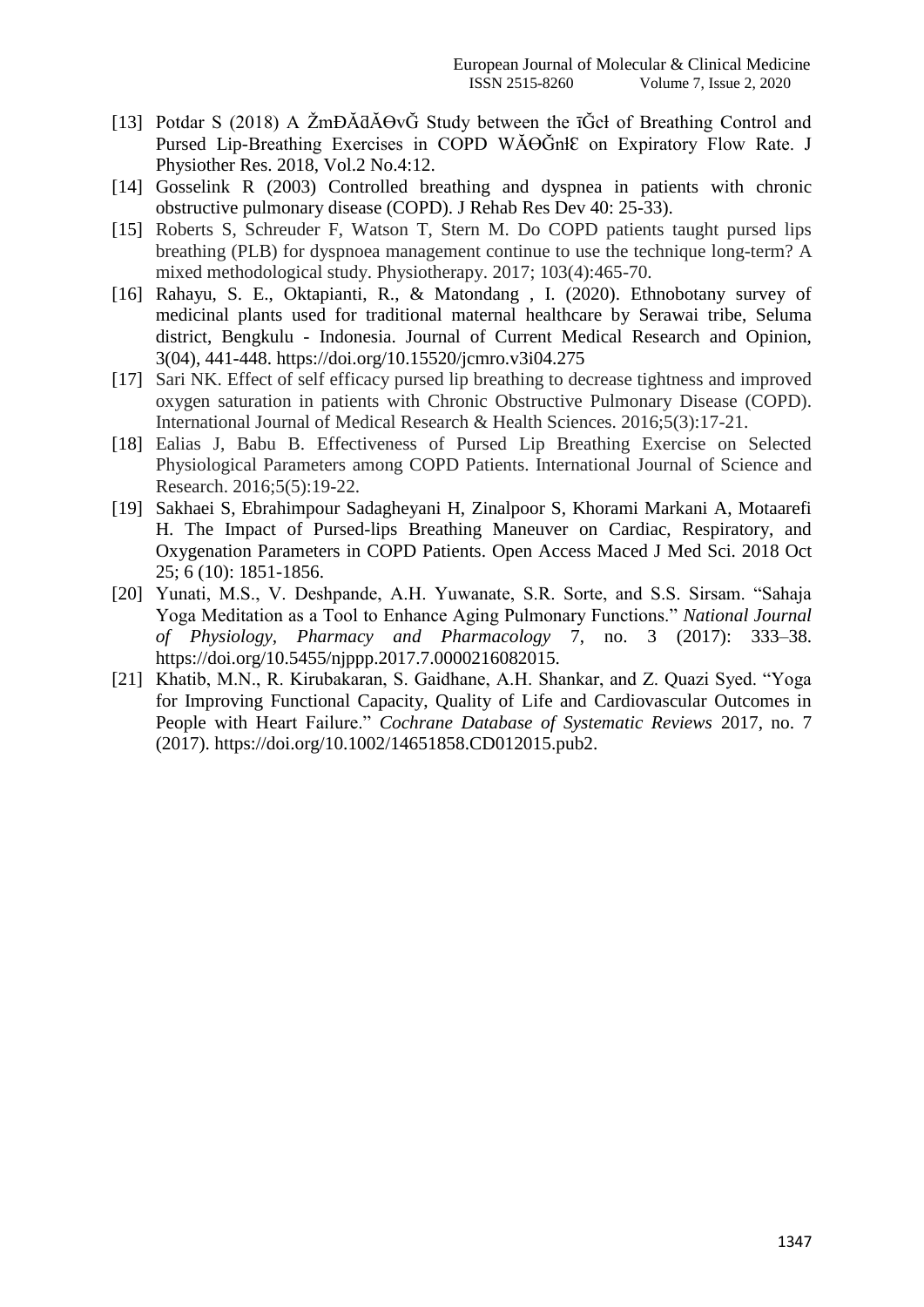[13] Potdar S (2018) A ŽmĐĂdĂƟvĞ Study between the īĞcł of Breathing Control and Pursed Lip-Breathing Exercises in COPD WĂƟĞnłƐ on Expiratory Flow Rate. J Physiother Res. 2018, Vol.2 No.4:12.

[14] Gosselink R (2003) Controlled breathing and dyspnea in patients with chronic obstructive pulmonary disease (COPD). J Rehab Res Dev 40: 25-33).

[15] Roberts S, Schreuder F, Watson T, Stern M. Do COPD patients taught pursed lips breathing (PLB) for dyspnoea management continue to use the technique long-term? A mixed methodological study. Physiotherapy. 2017; 103(4):465-70.

[16] Rahayu, S. E., Oktapianti, R., & Matondang , I. (2020). Ethnobotany survey of medicinal plants used for traditional maternal healthcare by Serawai tribe, Seluma district, Bengkulu - Indonesia. Journal of Current Medical Research and Opinion, 3(04), 441-448. https://doi.org/10.15520/jcmro.v3i04.275

[17] Sari NK. Effect of self efficacy pursed lip breathing to decrease tightness and improved oxygen saturation in patients with Chronic Obstructive Pulmonary Disease (COPD). International Journal of Medical Research & Health Sciences. 2016;5(3):17-21.

[18] Ealias J, Babu B. Effectiveness of Pursed Lip Breathing Exercise on Selected Physiological Parameters among COPD Patients. International Journal of Science and Research. 2016;5(5):19-22.

[19] Sakhaei S, Ebrahimpour Sadagheyani H, Zinalpoor S, Khorami Markani A, Motaarefi H. The Impact of Pursed-lips Breathing Maneuver on Cardiac, Respiratory, and Oxygenation Parameters in COPD Patients. Open Access Maced J Med Sci. 2018 Oct 25; 6 (10): 1851-1856.

[20] Yunati, M.S., V. Deshpande, A.H. Yuwanate, S.R. Sorte, and S.S. Sirsam. "Sahaja Yoga Meditation as a Tool to Enhance Aging Pulmonary Functions." *National Journal of Physiology, Pharmacy and Pharmacology* 7, no. 3 (2017): 333–38. https://doi.org/10.5455/njppp.2017.7.0000216082015.

[21] Khatib, M.N., R. Kirubakaran, S. Gaidhane, A.H. Shankar, and Z. Quazi Syed. "Yoga for Improving Functional Capacity, Quality of Life and Cardiovascular Outcomes in People with Heart Failure." *Cochrane Database of Systematic Reviews* 2017, no. 7 (2017). https://doi.org/10.1002/14651858.CD012015.pub2.